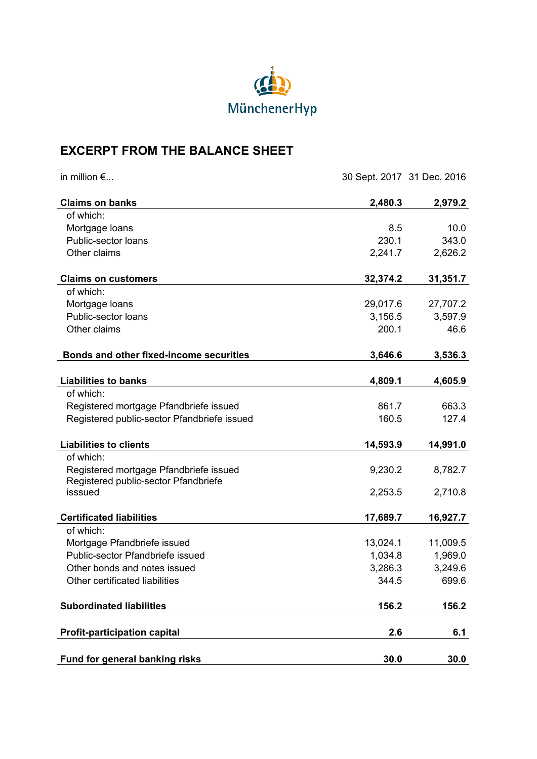MünchenerHyp

# EXCERPT FROM THE BALANCE SHEET

| in million €... | 30 Sept. 2017 | 31 Dec. 2016 |
|---|---|---|
| **Claims on banks** | **2,480.3** | **2,979.2** |
| of which: | | |
| Mortgage loans | 8.5 | 10.0 |
| Public-sector loans | 230.1 | 343.0 |
| Other claims | 2,241.7 | 2,626.2 |
| **Claims on customers** | **32,374.2** | **31,351.7** |
| of which: | | |
| Mortgage loans | 29,017.6 | 27,707.2 |
| Public-sector loans | 3,156.5 | 3,597.9 |
| Other claims | 200.1 | 46.6 |
| **Bonds and other fixed-income securities** | **3,646.6** | **3,536.3** |
| **Liabilities to banks** | **4,809.1** | **4,605.9** |
| of which: | | |
| Registered mortgage Pfandbriefe issued | 861.7 | 663.3 |
| Registered public-sector Pfandbriefe issued | 160.5 | 127.4 |
| **Liabilities to clients** | **14,593.9** | **14,991.0** |
| of which: | | |
| Registered mortgage Pfandbriefe issued | 9,230.2 | 8,782.7 |
| Registered public-sector Pfandbriefe isssued | 2,253.5 | 2,710.8 |
| **Certificated liabilities** | **17,689.7** | **16,927.7** |
| of which: | | |
| Mortgage Pfandbriefe issued | 13,024.1 | 11,009.5 |
| Public-sector Pfandbriefe issued | 1,034.8 | 1,969.0 |
| Other bonds and notes issued | 3,286.3 | 3,249.6 |
| Other certificated liabilities | 344.5 | 699.6 |
| **Subordinated liabilities** | **156.2** | **156.2** |
| **Profit-participation capital** | **2.6** | **6.1** |
| **Fund for general banking risks** | **30.0** | **30.0** |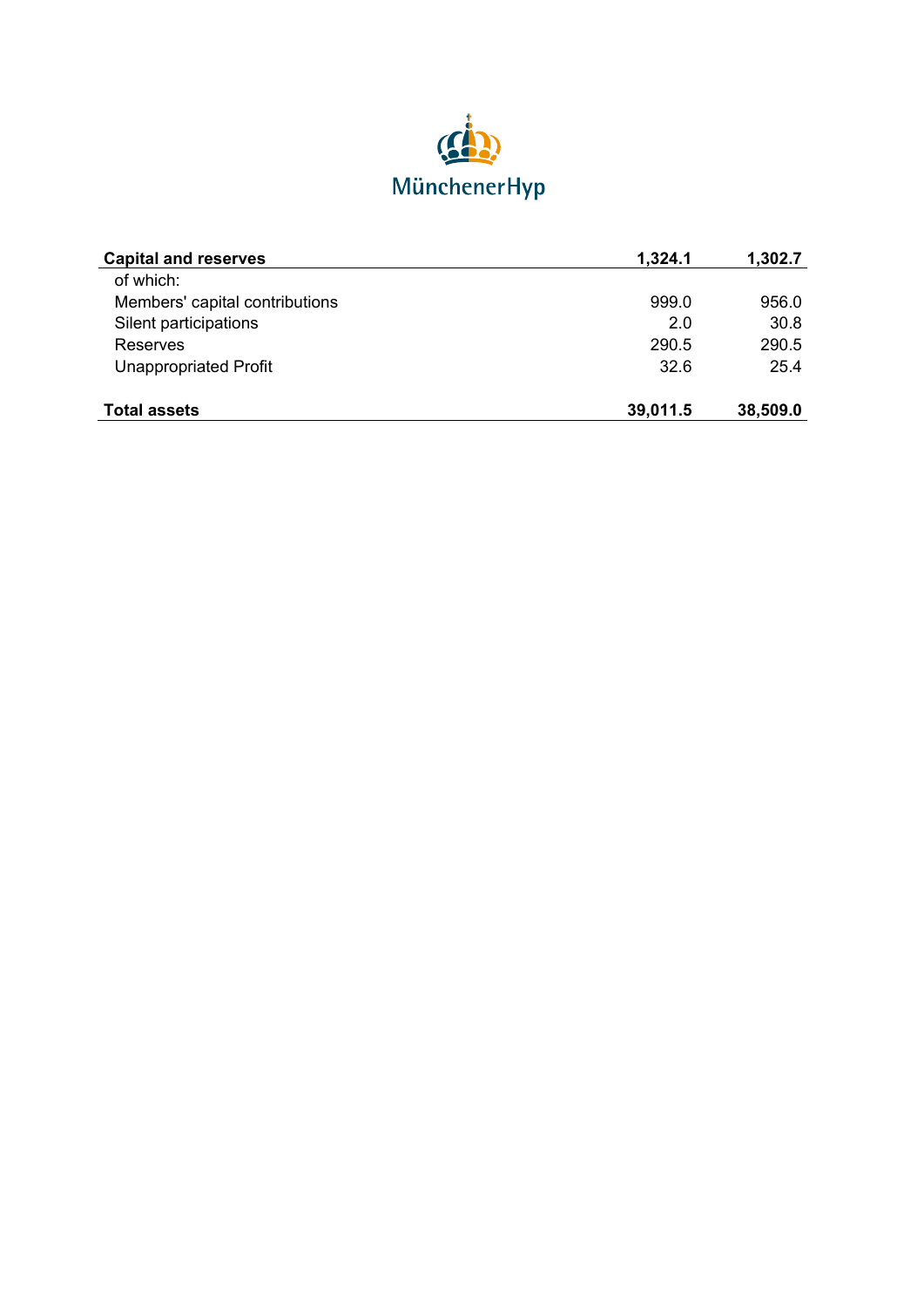MünchenerHyp

| Capital and reserves | 1,324.1 | 1,302.7 |
|---|---|---|
| of which: | | |
| Members' capital contributions | 999.0 | 956.0 |
| Silent participations | 2.0 | 30.8 |
| Reserves | 290.5 | 290.5 |
| Unappropriated Profit | 32.6 | 25.4 |
| **Total assets** | **39,011.5** | **38,509.0** |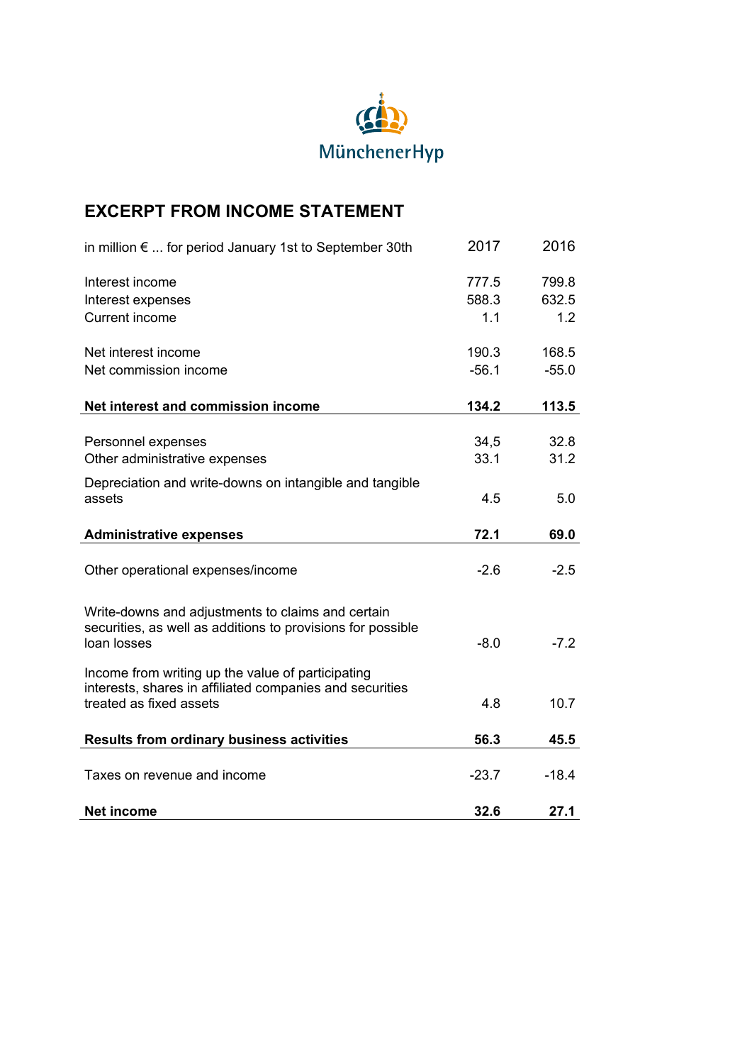MünchenerHyp

## EXCERPT FROM INCOME STATEMENT

| in million € ... for period January 1st to September 30th | 2017 | 2016 |
|---|---|---|
| Interest income | 777.5 | 799.8 |
| Interest expenses | 588.3 | 632.5 |
| Current income | 1.1 | 1.2 |
| Net interest income | 190.3 | 168.5 |
| Net commission income | -56.1 | -55.0 |
| **Net interest and commission income** | **134.2** | **113.5** |
| Personnel expenses | 34,5 | 32.8 |
| Other administrative expenses | 33.1 | 31.2 |
| Depreciation and write-downs on intangible and tangible assets | 4.5 | 5.0 |
| **Administrative expenses** | **72.1** | **69.0** |
| Other operational expenses/income | -2.6 | -2.5 |
| Write-downs and adjustments to claims and certain securities, as well as additions to provisions for possible loan losses | -8.0 | -7.2 |
| Income from writing up the value of participating interests, shares in affiliated companies and securities treated as fixed assets | 4.8 | 10.7 |
| **Results from ordinary business activities** | **56.3** | **45.5** |
| Taxes on revenue and income | -23.7 | -18.4 |
| **Net income** | **32.6** | **27.1** |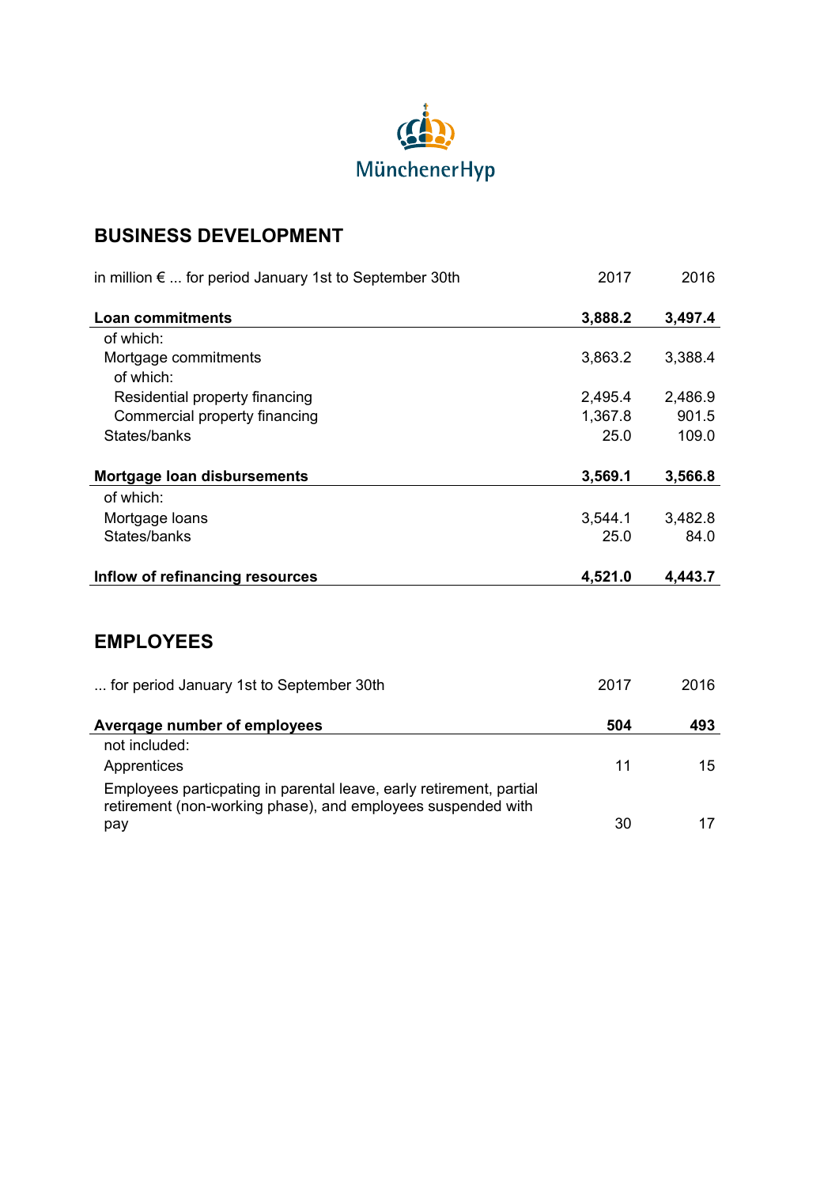MünchenerHyp

## BUSINESS DEVELOPMENT

| in million € ... for period January 1st to September 30th | 2017 | 2016 |
|---|---|---|
| **Loan commitments** | **3,888.2** | **3,497.4** |
| of which: | | |
| Mortgage commitments | 3,863.2 | 3,388.4 |
| of which: | | |
| Residential property financing | 2,495.4 | 2,486.9 |
| Commercial property financing | 1,367.8 | 901.5 |
| States/banks | 25.0 | 109.0 |
| **Mortgage loan disbursements** | **3,569.1** | **3,566.8** |
| of which: | | |
| Mortgage loans | 3,544.1 | 3,482.8 |
| States/banks | 25.0 | 84.0 |
| **Inflow of refinancing resources** | **4,521.0** | **4,443.7** |

## EMPLOYEES

| ... for period January 1st to September 30th | 2017 | 2016 |
|---|---|---|
| **Averqage number of employees** | **504** | **493** |
| not included: | | |
| Apprentices | 11 | 15 |
| Employees particpating in parental leave, early retirement, partial retirement (non-working phase), and employees suspended with pay | 30 | 17 |